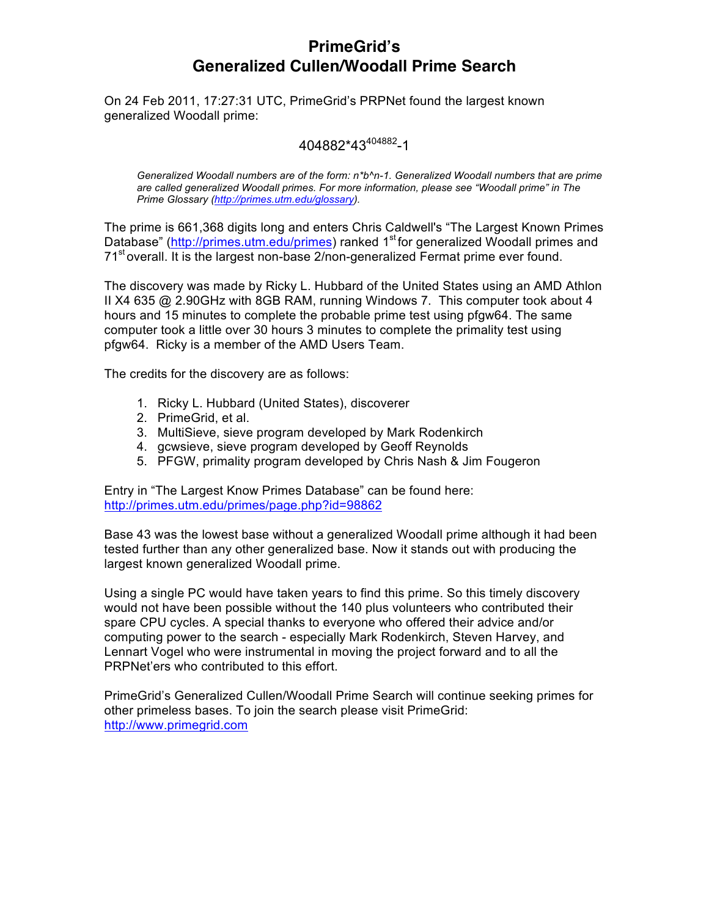# PrimeGrid's Generalized Cullen/Woodall Prime Search

On 24 Feb 2011, 17:27:31 UTC, PrimeGrid's PRPNet found the largest known generalized Woodall prime:

$$404882 \cdot 43^{404882}-1$$

*Generalized Woodall numbers are of the form: n*b^n-1. Generalized Woodall numbers that are prime are called generalized Woodall primes. For more information, please see "Woodall prime" in The Prime Glossary (http://primes.utm.edu/glossary).*

The prime is 661,368 digits long and enters Chris Caldwell's "The Largest Known Primes Database" (http://primes.utm.edu/primes) ranked 1st for generalized Woodall primes and 71st overall. It is the largest non-base 2/non-generalized Fermat prime ever found.

The discovery was made by Ricky L. Hubbard of the United States using an AMD Athlon II X4 635 @ 2.90GHz with 8GB RAM, running Windows 7. This computer took about 4 hours and 15 minutes to complete the probable prime test using pfgw64. The same computer took a little over 30 hours 3 minutes to complete the primality test using pfgw64. Ricky is a member of the AMD Users Team.

The credits for the discovery are as follows:

1. Ricky L. Hubbard (United States), discoverer
2. PrimeGrid, et al.
3. MultiSieve, sieve program developed by Mark Rodenkirch
4. gcwsieve, sieve program developed by Geoff Reynolds
5. PFGW, primality program developed by Chris Nash & Jim Fougeron

Entry in "The Largest Know Primes Database" can be found here:
http://primes.utm.edu/primes/page.php?id=98862

Base 43 was the lowest base without a generalized Woodall prime although it had been tested further than any other generalized base. Now it stands out with producing the largest known generalized Woodall prime.

Using a single PC would have taken years to find this prime. So this timely discovery would not have been possible without the 140 plus volunteers who contributed their spare CPU cycles. A special thanks to everyone who offered their advice and/or computing power to the search - especially Mark Rodenkirch, Steven Harvey, and Lennart Vogel who were instrumental in moving the project forward and to all the PRPNet'ers who contributed to this effort.

PrimeGrid's Generalized Cullen/Woodall Prime Search will continue seeking primes for other primeless bases. To join the search please visit PrimeGrid:
http://www.primegrid.com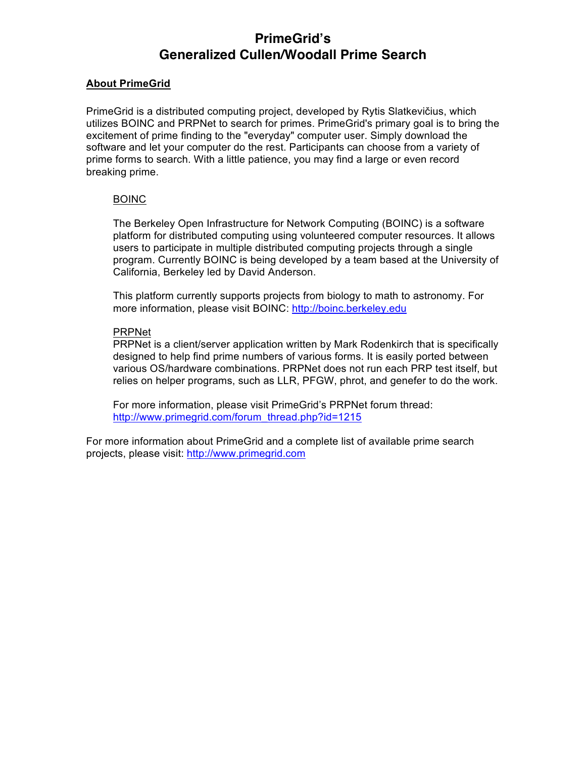# PrimeGrid's
# Generalized Cullen/Woodall Prime Search

## About PrimeGrid

PrimeGrid is a distributed computing project, developed by Rytis Slatkevičius, which utilizes BOINC and PRPNet to search for primes. PrimeGrid's primary goal is to bring the excitement of prime finding to the "everyday" computer user. Simply download the software and let your computer do the rest. Participants can choose from a variety of prime forms to search. With a little patience, you may find a large or even record breaking prime.

### BOINC

The Berkeley Open Infrastructure for Network Computing (BOINC) is a software platform for distributed computing using volunteered computer resources. It allows users to participate in multiple distributed computing projects through a single program. Currently BOINC is being developed by a team based at the University of California, Berkeley led by David Anderson.

This platform currently supports projects from biology to math to astronomy. For more information, please visit BOINC: http://boinc.berkeley.edu

### PRPNet

PRPNet is a client/server application written by Mark Rodenkirch that is specifically designed to help find prime numbers of various forms. It is easily ported between various OS/hardware combinations. PRPNet does not run each PRP test itself, but relies on helper programs, such as LLR, PFGW, phrot, and genefer to do the work.

For more information, please visit PrimeGrid's PRPNet forum thread: http://www.primegrid.com/forum_thread.php?id=1215

For more information about PrimeGrid and a complete list of available prime search projects, please visit: http://www.primegrid.com